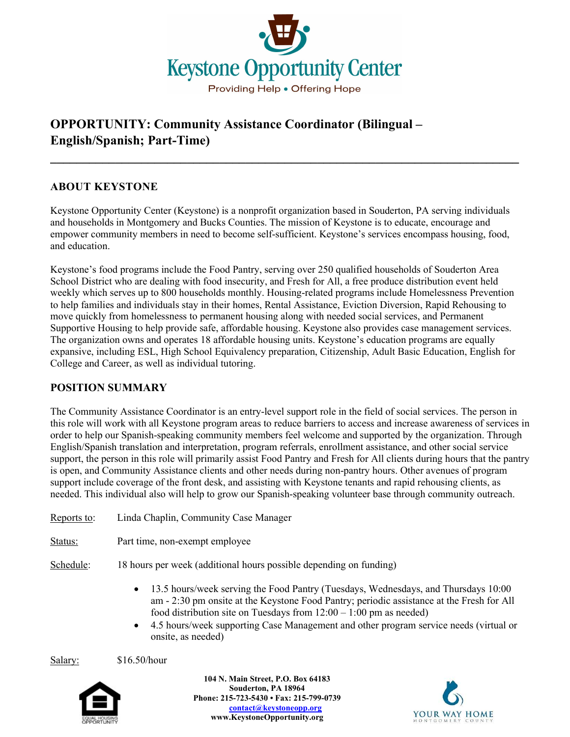Keystone Opportunity Center

Providing Help • Offering Hope

# OPPORTUNITY: Community Assistance Coordinator (Bilingual – English/Spanish; Part-Time)

## ABOUT KEYSTONE

Keystone Opportunity Center (Keystone) is a nonprofit organization based in Souderton, PA serving individuals and households in Montgomery and Bucks Counties. The mission of Keystone is to educate, encourage and empower community members in need to become self-sufficient. Keystone's services encompass housing, food, and education.

Keystone's food programs include the Food Pantry, serving over 250 qualified households of Souderton Area School District who are dealing with food insecurity, and Fresh for All, a free produce distribution event held weekly which serves up to 800 households monthly. Housing-related programs include Homelessness Prevention to help families and individuals stay in their homes, Rental Assistance, Eviction Diversion, Rapid Rehousing to move quickly from homelessness to permanent housing along with needed social services, and Permanent Supportive Housing to help provide safe, affordable housing. Keystone also provides case management services. The organization owns and operates 18 affordable housing units. Keystone's education programs are equally expansive, including ESL, High School Equivalency preparation, Citizenship, Adult Basic Education, English for College and Career, as well as individual tutoring.

## POSITION SUMMARY

The Community Assistance Coordinator is an entry-level support role in the field of social services. The person in this role will work with all Keystone program areas to reduce barriers to access and increase awareness of services in order to help our Spanish-speaking community members feel welcome and supported by the organization. Through English/Spanish translation and interpretation, program referrals, enrollment assistance, and other social service support, the person in this role will primarily assist Food Pantry and Fresh for All clients during hours that the pantry is open, and Community Assistance clients and other needs during non-pantry hours. Other avenues of program support include coverage of the front desk, and assisting with Keystone tenants and rapid rehousing clients, as needed. This individual also will help to grow our Spanish-speaking volunteer base through community outreach.

Reports to: Linda Chaplin, Community Case Manager

Status: Part time, non-exempt employee

Schedule: 18 hours per week (additional hours possible depending on funding)

- 13.5 hours/week serving the Food Pantry (Tuesdays, Wednesdays, and Thursdays 10:00 am - 2:30 pm onsite at the Keystone Food Pantry; periodic assistance at the Fresh for All food distribution site on Tuesdays from 12:00 – 1:00 pm as needed)
- 4.5 hours/week supporting Case Management and other program service needs (virtual or onsite, as needed)

Salary: $16.50/hour

104 N. Main Street, P.O. Box 64183
Souderton, PA 18964
Phone: 215-723-5430 • Fax: 215-799-0739
contact@keystoneopp.org
www.KeystoneOpportunity.org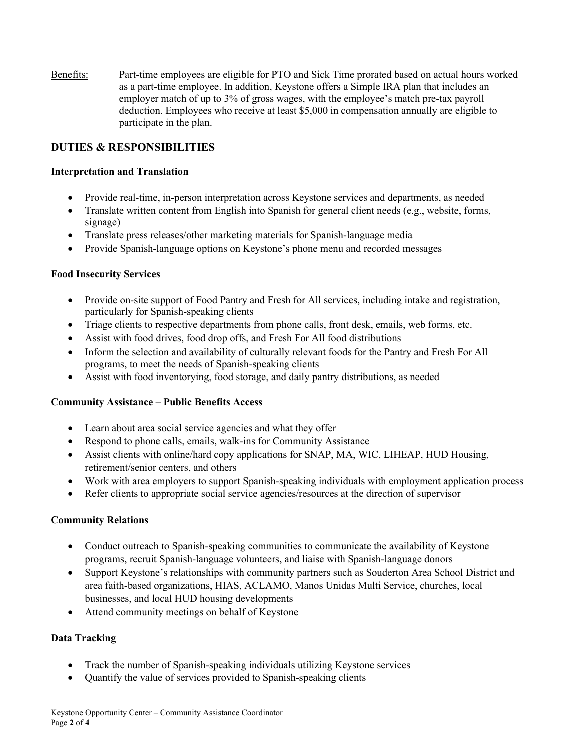Benefits: Part-time employees are eligible for PTO and Sick Time prorated based on actual hours worked as a part-time employee. In addition, Keystone offers a Simple IRA plan that includes an employer match of up to 3% of gross wages, with the employee's match pre-tax payroll deduction. Employees who receive at least $5,000 in compensation annually are eligible to participate in the plan.

## DUTIES & RESPONSIBILITIES

### Interpretation and Translation

- Provide real-time, in-person interpretation across Keystone services and departments, as needed
- Translate written content from English into Spanish for general client needs (e.g., website, forms, signage)
- Translate press releases/other marketing materials for Spanish-language media
- Provide Spanish-language options on Keystone's phone menu and recorded messages

### Food Insecurity Services

- Provide on-site support of Food Pantry and Fresh for All services, including intake and registration, particularly for Spanish-speaking clients
- Triage clients to respective departments from phone calls, front desk, emails, web forms, etc.
- Assist with food drives, food drop offs, and Fresh For All food distributions
- Inform the selection and availability of culturally relevant foods for the Pantry and Fresh For All programs, to meet the needs of Spanish-speaking clients
- Assist with food inventorying, food storage, and daily pantry distributions, as needed

### Community Assistance – Public Benefits Access

- Learn about area social service agencies and what they offer
- Respond to phone calls, emails, walk-ins for Community Assistance
- Assist clients with online/hard copy applications for SNAP, MA, WIC, LIHEAP, HUD Housing, retirement/senior centers, and others
- Work with area employers to support Spanish-speaking individuals with employment application process
- Refer clients to appropriate social service agencies/resources at the direction of supervisor

### Community Relations

- Conduct outreach to Spanish-speaking communities to communicate the availability of Keystone programs, recruit Spanish-language volunteers, and liaise with Spanish-language donors
- Support Keystone's relationships with community partners such as Souderton Area School District and area faith-based organizations, HIAS, ACLAMO, Manos Unidas Multi Service, churches, local businesses, and local HUD housing developments
- Attend community meetings on behalf of Keystone

### Data Tracking

- Track the number of Spanish-speaking individuals utilizing Keystone services
- Quantify the value of services provided to Spanish-speaking clients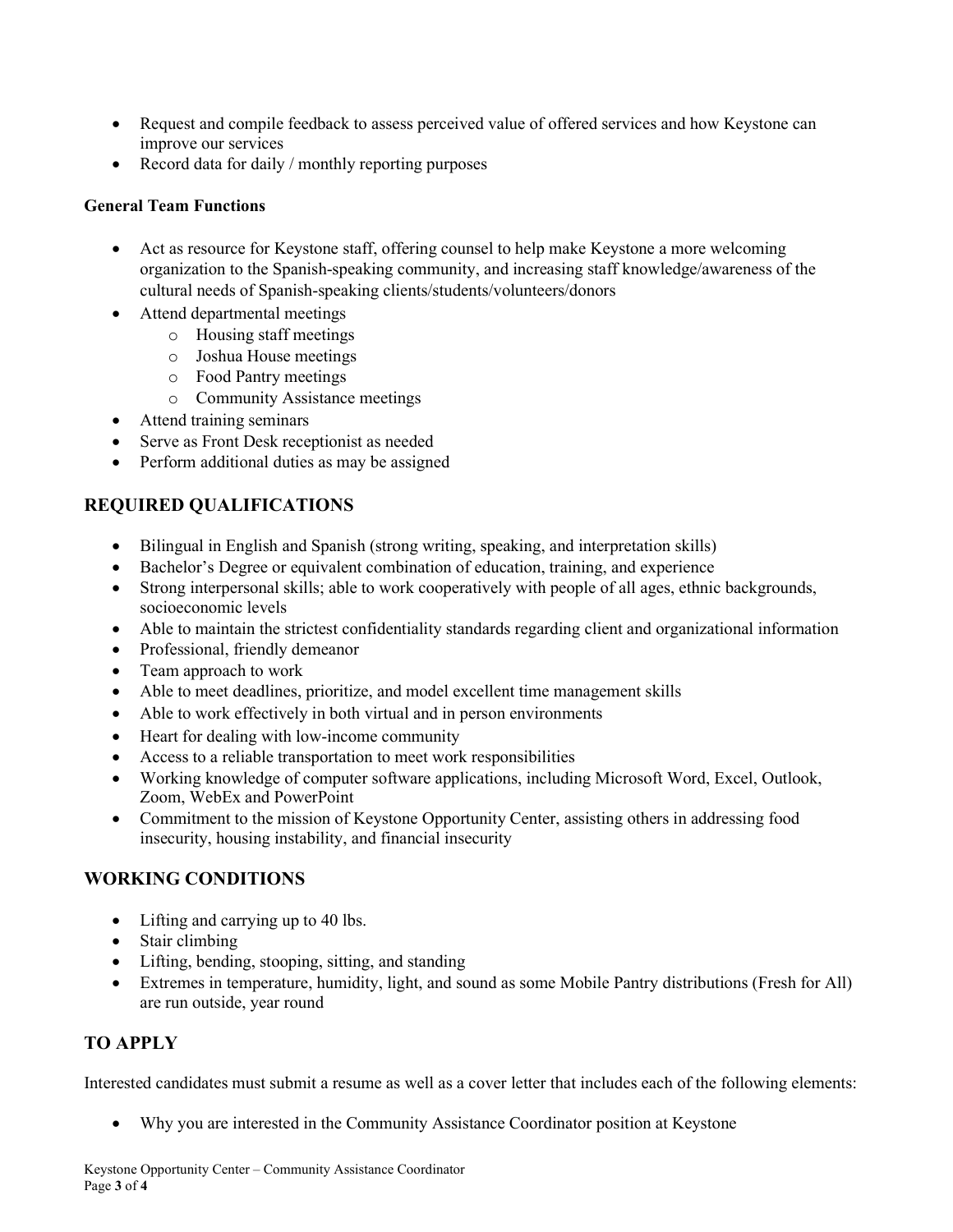- Request and compile feedback to assess perceived value of offered services and how Keystone can improve our services
- Record data for daily / monthly reporting purposes

**General Team Functions**

- Act as resource for Keystone staff, offering counsel to help make Keystone a more welcoming organization to the Spanish-speaking community, and increasing staff knowledge/awareness of the cultural needs of Spanish-speaking clients/students/volunteers/donors
- Attend departmental meetings
  - Housing staff meetings
  - Joshua House meetings
  - Food Pantry meetings
  - Community Assistance meetings
- Attend training seminars
- Serve as Front Desk receptionist as needed
- Perform additional duties as may be assigned

## REQUIRED QUALIFICATIONS

- Bilingual in English and Spanish (strong writing, speaking, and interpretation skills)
- Bachelor's Degree or equivalent combination of education, training, and experience
- Strong interpersonal skills; able to work cooperatively with people of all ages, ethnic backgrounds, socioeconomic levels
- Able to maintain the strictest confidentiality standards regarding client and organizational information
- Professional, friendly demeanor
- Team approach to work
- Able to meet deadlines, prioritize, and model excellent time management skills
- Able to work effectively in both virtual and in person environments
- Heart for dealing with low-income community
- Access to a reliable transportation to meet work responsibilities
- Working knowledge of computer software applications, including Microsoft Word, Excel, Outlook, Zoom, WebEx and PowerPoint
- Commitment to the mission of Keystone Opportunity Center, assisting others in addressing food insecurity, housing instability, and financial insecurity

## WORKING CONDITIONS

- Lifting and carrying up to 40 lbs.
- Stair climbing
- Lifting, bending, stooping, sitting, and standing
- Extremes in temperature, humidity, light, and sound as some Mobile Pantry distributions (Fresh for All) are run outside, year round

## TO APPLY

Interested candidates must submit a resume as well as a cover letter that includes each of the following elements:

- Why you are interested in the Community Assistance Coordinator position at Keystone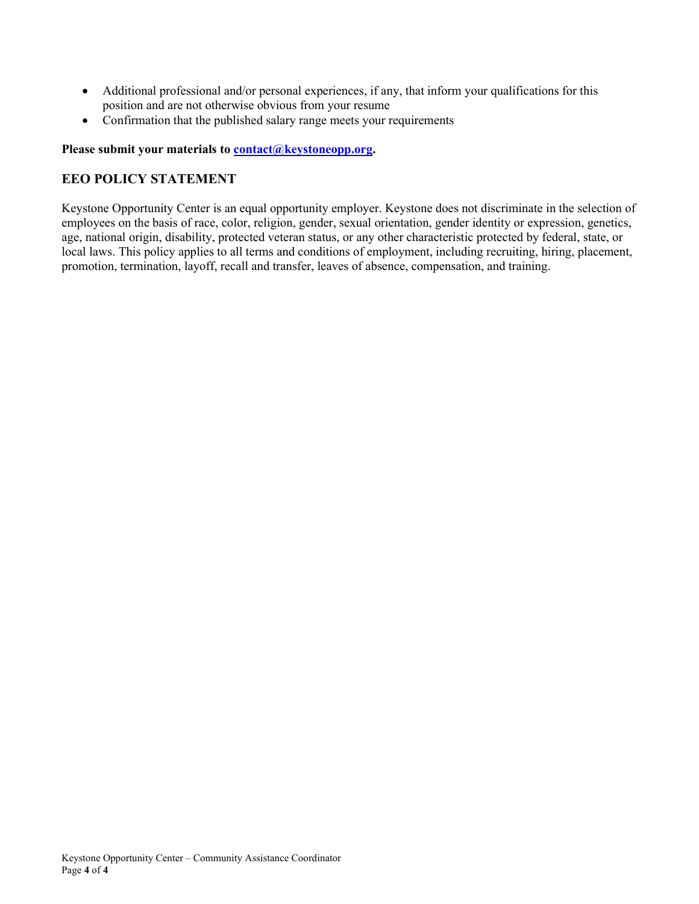- Additional professional and/or personal experiences, if any, that inform your qualifications for this position and are not otherwise obvious from your resume
- Confirmation that the published salary range meets your requirements

**Please submit your materials to contact@keystoneopp.org.**

## EEO POLICY STATEMENT

Keystone Opportunity Center is an equal opportunity employer. Keystone does not discriminate in the selection of employees on the basis of race, color, religion, gender, sexual orientation, gender identity or expression, genetics, age, national origin, disability, protected veteran status, or any other characteristic protected by federal, state, or local laws. This policy applies to all terms and conditions of employment, including recruiting, hiring, placement, promotion, termination, layoff, recall and transfer, leaves of absence, compensation, and training.